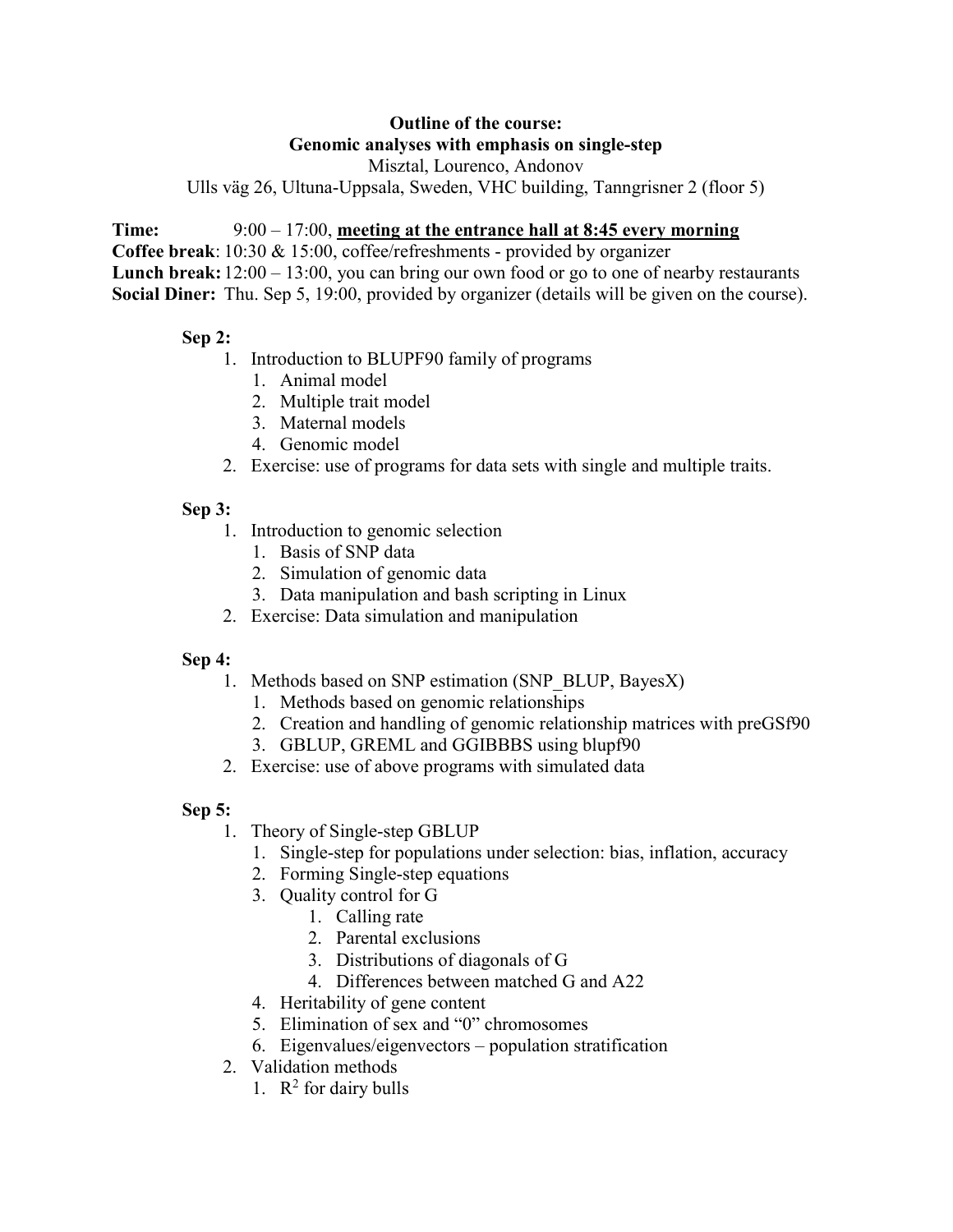**Outline of the course:**
**Genomic analyses with emphasis on single-step**
Misztal, Lourenco, Andonov
Ulls väg 26, Ultuna-Uppsala, Sweden, VHC building, Tanngrisner 2 (floor 5)

**Time:** 9:00 – 17:00, **meeting at the entrance hall at 8:45 every morning**
**Coffee break**: 10:30 & 15:00, coffee/refreshments - provided by organizer
**Lunch break:** 12:00 – 13:00, you can bring our own food or go to one of nearby restaurants
**Social Diner:** Thu. Sep 5, 19:00, provided by organizer (details will be given on the course).

**Sep 2:**

1. Introduction to BLUPF90 family of programs
   1. Animal model
   2. Multiple trait model
   3. Maternal models
   4. Genomic model
2. Exercise: use of programs for data sets with single and multiple traits.

**Sep 3:**

1. Introduction to genomic selection
   1. Basis of SNP data
   2. Simulation of genomic data
   3. Data manipulation and bash scripting in Linux
2. Exercise: Data simulation and manipulation

**Sep 4:**

1. Methods based on SNP estimation (SNP_BLUP, BayesX)
   1. Methods based on genomic relationships
   2. Creation and handling of genomic relationship matrices with preGSf90
   3. GBLUP, GREML and GGIBBBS using blupf90
2. Exercise: use of above programs with simulated data

**Sep 5:**

1. Theory of Single-step GBLUP
   1. Single-step for populations under selection: bias, inflation, accuracy
   2. Forming Single-step equations
   3. Quality control for G
      1. Calling rate
      2. Parental exclusions
      3. Distributions of diagonals of G
      4. Differences between matched G and A22
   4. Heritability of gene content
   5. Elimination of sex and "0" chromosomes
   6. Eigenvalues/eigenvectors – population stratification
2. Validation methods
   1. $R^2$ for dairy bulls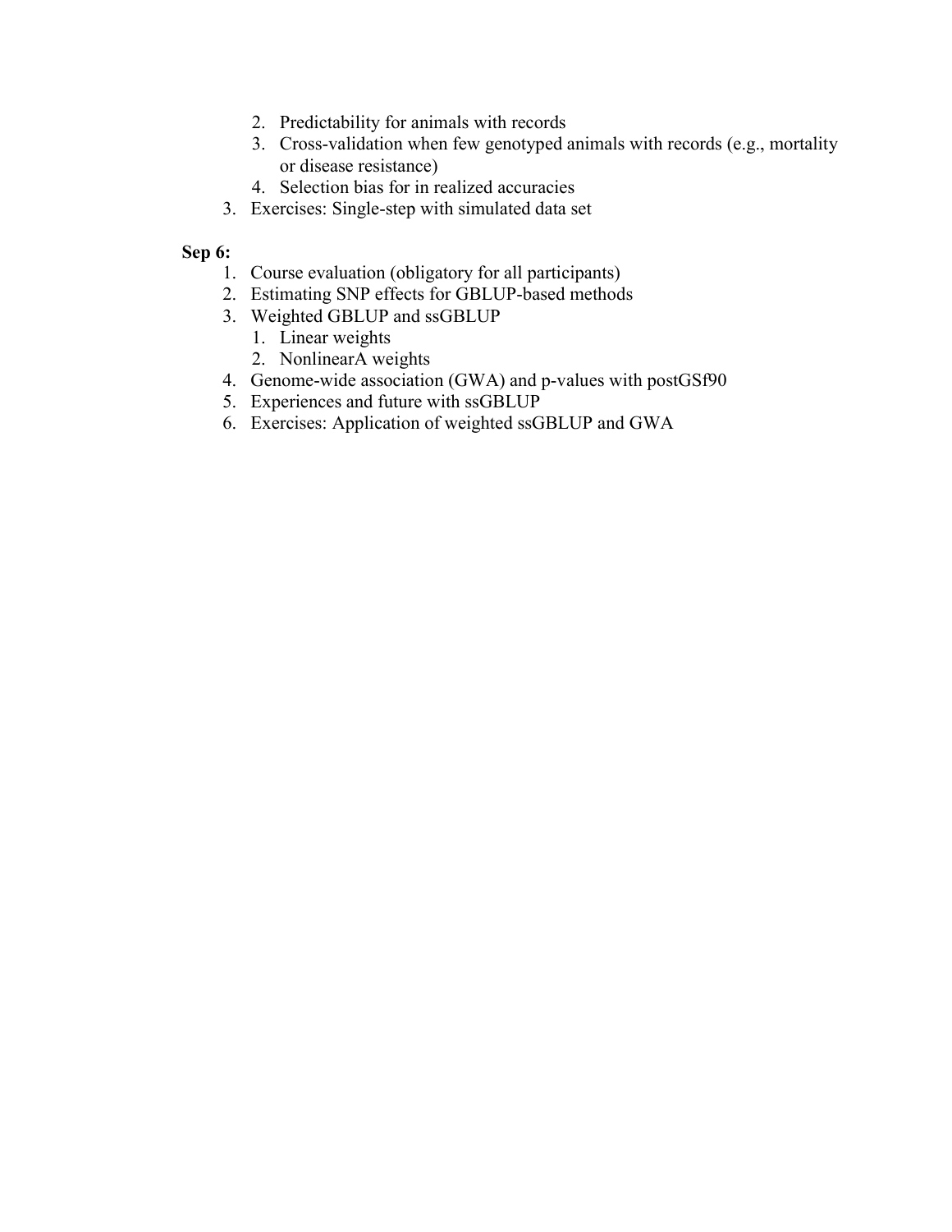2. Predictability for animals with records
   3. Cross-validation when few genotyped animals with records (e.g., mortality or disease resistance)
   4. Selection bias for in realized accuracies
3. Exercises: Single-step with simulated data set

**Sep 6:**

1. Course evaluation (obligatory for all participants)
2. Estimating SNP effects for GBLUP-based methods
3. Weighted GBLUP and ssGBLUP
   1. Linear weights
   2. NonlinearA weights
4. Genome-wide association (GWA) and p-values with postGSf90
5. Experiences and future with ssGBLUP
6. Exercises: Application of weighted ssGBLUP and GWA